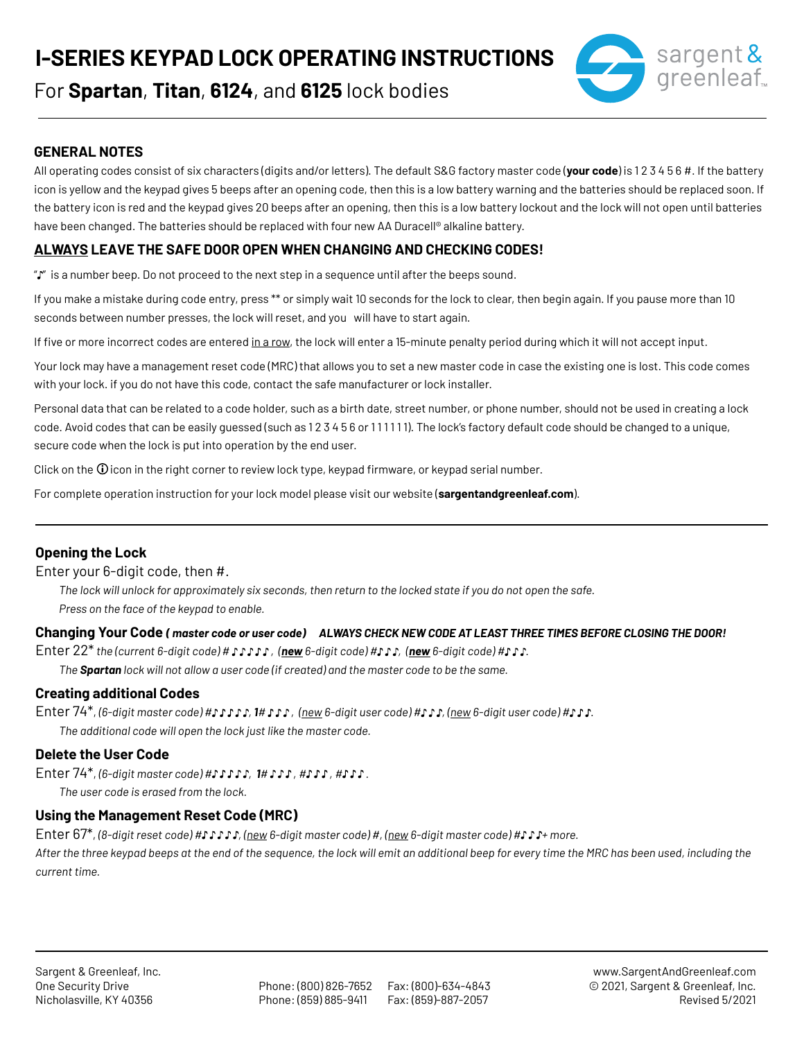# I-SERIES KEYPAD LOCK OPERATING INSTRUCTIONS

For **Spartan**, **Titan**, **6124**, and **6125** lock bodies

## GENERAL NOTES

All operating codes consist of six characters (digits and/or letters). The default S&G factory master code (**your code**) is 1 2 3 4 5 6 #. If the battery icon is yellow and the keypad gives 5 beeps after an opening code, then this is a low battery warning and the batteries should be replaced soon. If the battery icon is red and the keypad gives 20 beeps after an opening, then this is a low battery lockout and the lock will not open until batteries have been changed. The batteries should be replaced with four new AA Duracell® alkaline battery.

## <u>ALWAYS</u> LEAVE THE SAFE DOOR OPEN WHEN CHANGING AND CHECKING CODES!

"♪" is a number beep. Do not proceed to the next step in a sequence until after the beeps sound.

If you make a mistake during code entry, press ** or simply wait 10 seconds for the lock to clear, then begin again. If you pause more than 10 seconds between number presses, the lock will reset, and you will have to start again.

If five or more incorrect codes are entered <u>in a row</u>, the lock will enter a 15-minute penalty period during which it will not accept input.

Your lock may have a management reset code (MRC) that allows you to set a new master code in case the existing one is lost. This code comes with your lock. if you do not have this code, contact the safe manufacturer or lock installer.

Personal data that can be related to a code holder, such as a birth date, street number, or phone number, should not be used in creating a lock code. Avoid codes that can be easily guessed (such as 1 2 3 4 5 6 or 1 1 1 1 1 1). The lock's factory default code should be changed to a unique, secure code when the lock is put into operation by the end user.

Click on the ⓘ icon in the right corner to review lock type, keypad firmware, or keypad serial number.

For complete operation instruction for your lock model please visit our website (**sargentandgreenleaf.com**).

---

### Opening the Lock

Enter your 6-digit code, then #.

*The lock will unlock for approximately six seconds, then return to the locked state if you do not open the safe.*

*Press on the face of the keypad to enable.*

### Changing Your Code *( master code or user code)* ***ALWAYS CHECK NEW CODE AT LEAST THREE TIMES BEFORE CLOSING THE DOOR!***

Enter 22* *the (current 6-digit code) # ♪♪♪♪♪, (**<u>new</u>** 6-digit code) #♪♪♪, (**<u>new</u>** 6-digit code) #♪♪♪.*

*The **Spartan** lock will not allow a user code (if created) and the master code to be the same.*

### Creating additional Codes

Enter 74*, *(6-digit master code) #♪♪♪♪♪, **1**# ♪♪♪, (<u>new</u> 6-digit user code) #♪♪♪, (<u>new</u> 6-digit user code) #♪♪♪.*

*The additional code will open the lock just like the master code.*

### Delete the User Code

Enter 74*, *(6-digit master code) #♪♪♪♪♪, **1**# ♪♪♪, #♪♪♪, #♪♪♪.*

*The user code is erased from the lock.*

### Using the Management Reset Code (MRC)

Enter 67*, *(8-digit reset code) #♪♪♪♪♪, (<u>new</u> 6-digit master code) #, (<u>new</u> 6-digit master code) #♪♪♪+ more.*

*After the three keypad beeps at the end of the sequence, the lock will emit an additional beep for every time the MRC has been used, including the current time.*

---

Sargent & Greenleaf, Inc.
One Security Drive
Nicholasville, KY 40356

Phone: (800) 826-7652 Fax: (800)-634-4843
Phone: (859) 885-9411 Fax: (859)-887-2057

www.SargentAndGreenleaf.com
© 2021, Sargent & Greenleaf, Inc.
Revised 5/2021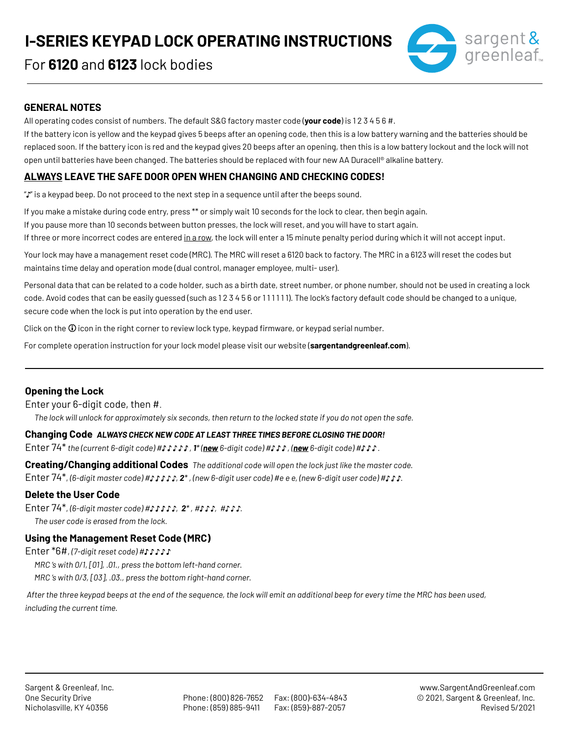# I-SERIES KEYPAD LOCK OPERATING INSTRUCTIONS

For **6120** and **6123** lock bodies

## GENERAL NOTES

All operating codes consist of numbers. The default S&G factory master code (**your code**) is 1 2 3 4 5 6 #.

If the battery icon is yellow and the keypad gives 5 beeps after an opening code, then this is a low battery warning and the batteries should be replaced soon. If the battery icon is red and the keypad gives 20 beeps after an opening, then this is a low battery lockout and the lock will not open until batteries have been changed. The batteries should be replaced with four new AA Duracell® alkaline battery.

## ALWAYS LEAVE THE SAFE DOOR OPEN WHEN CHANGING AND CHECKING CODES!

"♪" is a keypad beep. Do not proceed to the next step in a sequence until after the beeps sound.

If you make a mistake during code entry, press ** or simply wait 10 seconds for the lock to clear, then begin again.

If you pause more than 10 seconds between button presses, the lock will reset, and you will have to start again.

If three or more incorrect codes are entered in a row, the lock will enter a 15 minute penalty period during which it will not accept input.

Your lock may have a management reset code (MRC). The MRC will reset a 6120 back to factory. The MRC in a 6123 will reset the codes but maintains time delay and operation mode (dual control, manager employee, multi- user).

Personal data that can be related to a code holder, such as a birth date, street number, or phone number, should not be used in creating a lock code. Avoid codes that can be easily guessed (such as 1 2 3 4 5 6 or 1 1 1 1 1 1). The lock's factory default code should be changed to a unique, secure code when the lock is put into operation by the end user.

Click on the ⓘ icon in the right corner to review lock type, keypad firmware, or keypad serial number.

For complete operation instruction for your lock model please visit our website (**sargentandgreenleaf.com**).

---

### Opening the Lock

Enter your 6-digit code, then #.

*The lock will unlock for approximately six seconds, then return to the locked state if you do not open the safe.*

### Changing Code *ALWAYS CHECK NEW CODE AT LEAST THREE TIMES BEFORE CLOSING THE DOOR!*

Enter 74* *the (current 6-digit code) #♪♪♪♪♪ , **1*** (**new** 6-digit code) #♪♪♪ , (**new** 6-digit code) #♪♪♪ .*

### Creating/Changing additional Codes *The additional code will open the lock just like the master code.*

Enter 74*, *(6-digit master code) #♪♪♪♪♪, **2*** , (new 6-digit user code) #e e e, (new 6-digit user code) #♪♪♪.*

### Delete the User Code

Enter 74*, *(6-digit master code) #♪♪♪♪♪, **2*** , #♪♪♪, #♪♪♪.*

*The user code is erased from the lock.*

### Using the Management Reset Code (MRC)

Enter *6#, *(7-digit reset code) #♪♪♪♪♪*

*MRC's with 0/1, [01], .01., press the bottom left-hand corner.*

*MRC's with 0/3, [03], .03., press the bottom right-hand corner.*

*After the three keypad beeps at the end of the sequence, the lock will emit an additional beep for every time the MRC has been used, including the current time.*

---

Sargent & Greenleaf, Inc.
One Security Drive
Nicholasville, KY 40356

Phone: (800) 826-7652 Fax: (800)-634-4843
Phone: (859) 885-9411 Fax: (859)-887-2057

www.SargentAndGreenleaf.com
© 2021, Sargent & Greenleaf, Inc.
Revised 5/2021